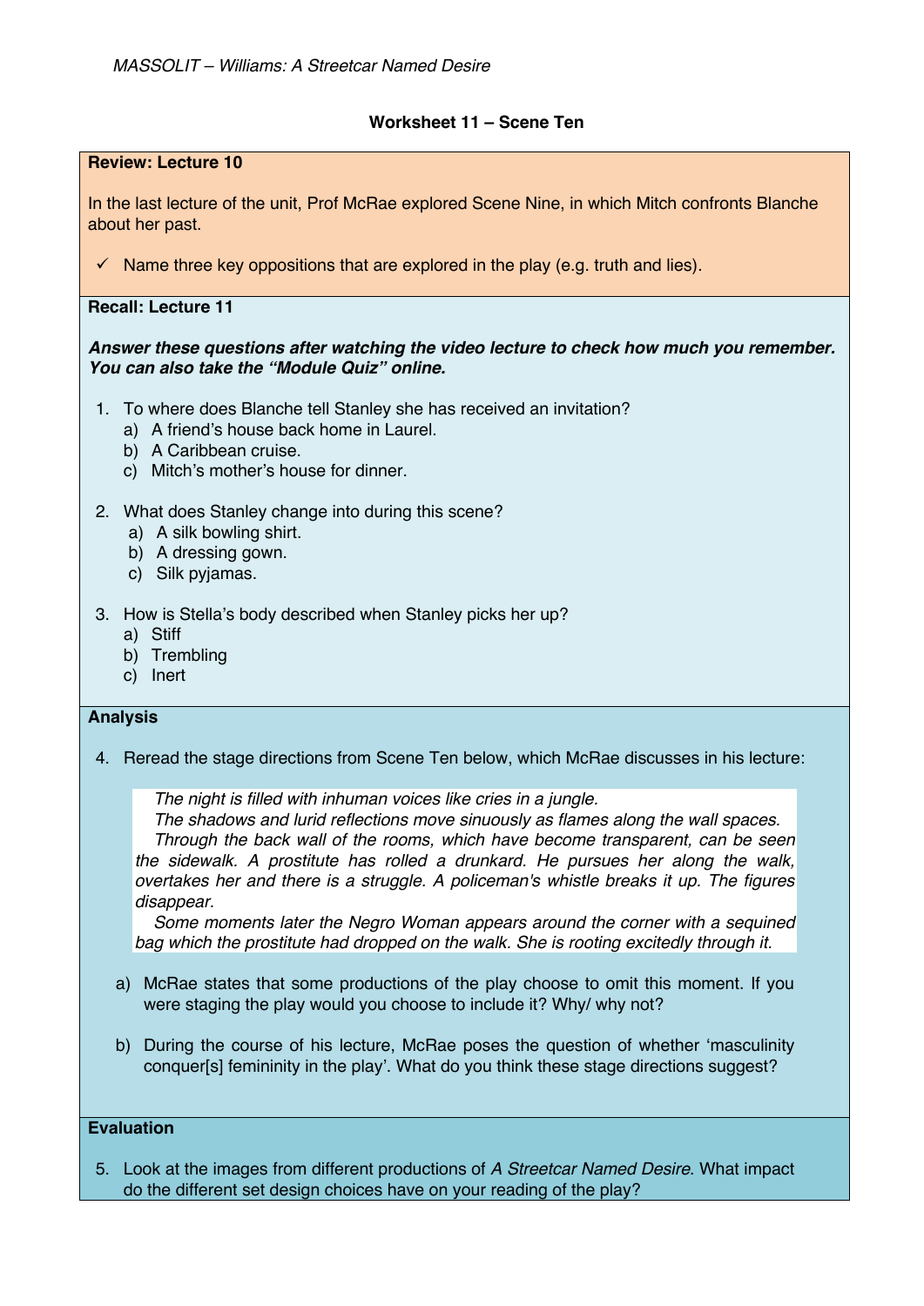*MASSOLIT – Williams: A Streetcar Named Desire*

## Worksheet 11 – Scene Ten

**Review: Lecture 10**

In the last lecture of the unit, Prof McRae explored Scene Nine, in which Mitch confronts Blanche about her past.

- ✓ Name three key oppositions that are explored in the play (e.g. truth and lies).

**Recall: Lecture 11**

***Answer these questions after watching the video lecture to check how much you remember. You can also take the "Module Quiz" online.***

1. To where does Blanche tell Stanley she has received an invitation?
   a) A friend's house back home in Laurel.
   b) A Caribbean cruise.
   c) Mitch's mother's house for dinner.

2. What does Stanley change into during this scene?
   a) A silk bowling shirt.
   b) A dressing gown.
   c) Silk pyjamas.

3. How is Stella's body described when Stanley picks her up?
   a) Stiff
   b) Trembling
   c) Inert

**Analysis**

4. Reread the stage directions from Scene Ten below, which McRae discusses in his lecture:

> *The night is filled with inhuman voices like cries in a jungle.*
> *The shadows and lurid reflections move sinuously as flames along the wall spaces.*
> *Through the back wall of the rooms, which have become transparent, can be seen the sidewalk. A prostitute has rolled a drunkard. He pursues her along the walk, overtakes her and there is a struggle. A policeman's whistle breaks it up. The figures disappear.*
> *Some moments later the Negro Woman appears around the corner with a sequined bag which the prostitute had dropped on the walk. She is rooting excitedly through it.*

   a) McRae states that some productions of the play choose to omit this moment. If you were staging the play would you choose to include it? Why/ why not?

   b) During the course of his lecture, McRae poses the question of whether 'masculinity conquer[s] femininity in the play'. What do you think these stage directions suggest?

**Evaluation**

5. Look at the images from different productions of *A Streetcar Named Desire*. What impact do the different set design choices have on your reading of the play?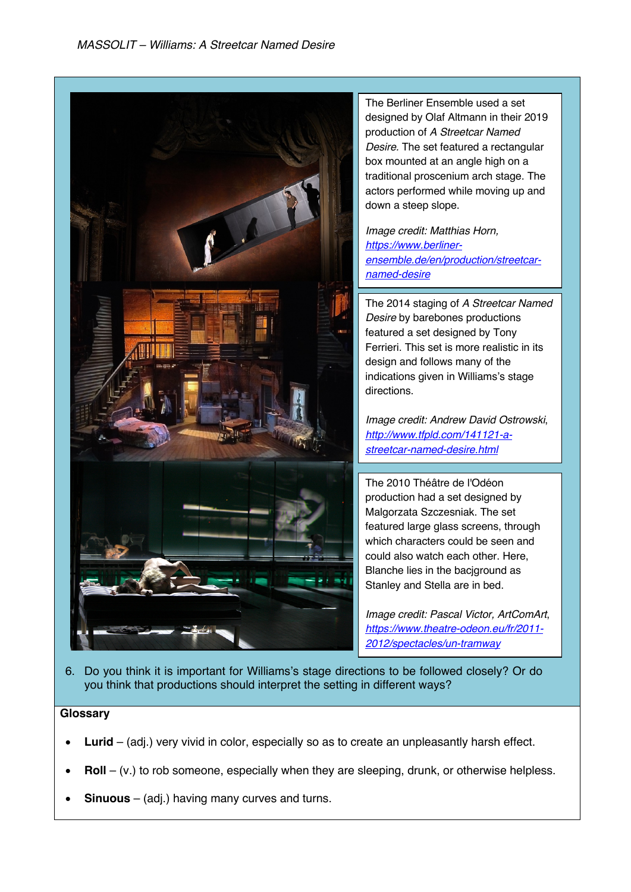The Berliner Ensemble used a set designed by Olaf Altmann in their 2019 production of *A Streetcar Named Desire*. The set featured a rectangular box mounted at an angle high on a traditional proscenium arch stage. The actors performed while moving up and down a steep slope.

*Image credit: Matthias Horn, [https://www.berliner-ensemble.de/en/production/streetcar-named-desire](https://www.berliner-ensemble.de/en/production/streetcar-named-desire)*

The 2014 staging of *A Streetcar Named Desire* by barebones productions featured a set designed by Tony Ferrieri. This set is more realistic in its design and follows many of the indications given in Williams's stage directions.

*Image credit: Andrew David Ostrowski, [http://www.tfpld.com/141121-a-streetcar-named-desire.html](http://www.tfpld.com/141121-a-streetcar-named-desire.html)*

The 2010 Théâtre de l'Odéon production had a set designed by Malgorzata Szczesniak. The set featured large glass screens, through which characters could be seen and could also watch each other. Here, Blanche lies in the bacjground as Stanley and Stella are in bed.

*Image credit: Pascal Victor, ArtComArt, [https://www.theatre-odeon.eu/fr/2011-2012/spectacles/un-tramway](https://www.theatre-odeon.eu/fr/2011-2012/spectacles/un-tramway)*

6. Do you think it is important for Williams's stage directions to be followed closely? Or do you think that productions should interpret the setting in different ways?

**Glossary**

- **Lurid** – (adj.) very vivid in color, especially so as to create an unpleasantly harsh effect.
- **Roll** – (v.) to rob someone, especially when they are sleeping, drunk, or otherwise helpless.
- **Sinuous** – (adj.) having many curves and turns.